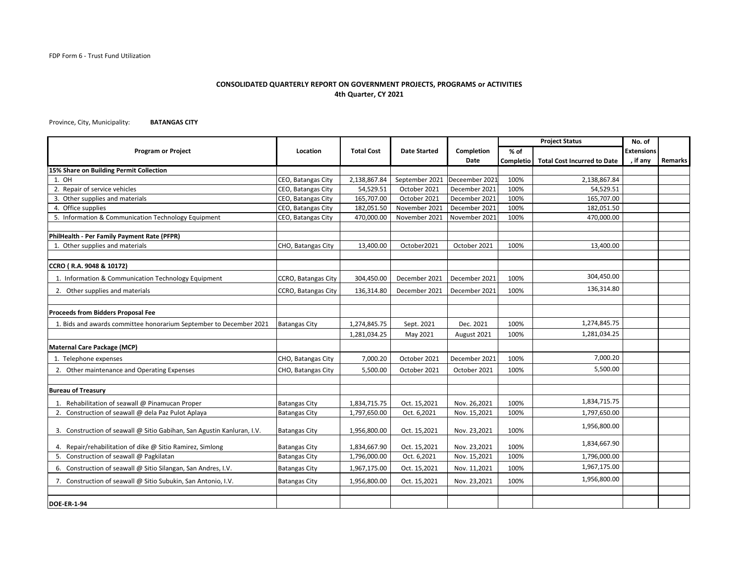FDP Form 6 - Trust Fund Utilization

**CONSOLIDATED QUARTERLY REPORT ON GOVERNMENT PROJECTS, PROGRAMS or ACTIVITIES**
**4th Quarter, CY 2021**

Province, City, Municipality: **BATANGAS CITY**

| Program or Project | Location | Total Cost | Date Started | Completion Date | Project Status | | No. of Extensions, if any | Remarks |
|---|---|---|---|---|---|---|---|---|
| | | | | | % of Completio | Total Cost Incurred to Date | | |
| **15% Share on Building Permit Collection** | | | | | | | | |
| 1. OH | CEO, Batangas City | 2,138,867.84 | September 2021 | Deceember 2021 | 100% | 2,138,867.84 | | |
| 2. Repair of service vehicles | CEO, Batangas City | 54,529.51 | October 2021 | December 2021 | 100% | 54,529.51 | | |
| 3. Other supplies and materials | CEO, Batangas City | 165,707.00 | October 2021 | December 2021 | 100% | 165,707.00 | | |
| 4. Office supplies | CEO, Batangas City | 182,051.50 | November 2021 | December 2021 | 100% | 182,051.50 | | |
| 5. Information & Communication Technology Equipment | CEO, Batangas City | 470,000.00 | November 2021 | November 2021 | 100% | 470,000.00 | | |
| | | | | | | | | |
| **PhilHealth - Per Family Payment Rate (PFPR)** | | | | | | | | |
| 1. Other supplies and materials | CHO, Batangas City | 13,400.00 | October2021 | October 2021 | 100% | 13,400.00 | | |
| | | | | | | | | |
| **CCRO ( R.A. 9048 & 10172)** | | | | | | | | |
| 1. Information & Communication Technology Equipment | CCRO, Batangas City | 304,450.00 | December 2021 | December 2021 | 100% | 304,450.00 | | |
| 2. Other supplies and materials | CCRO, Batangas City | 136,314.80 | December 2021 | December 2021 | 100% | 136,314.80 | | |
| | | | | | | | | |
| **Proceeds from Bidders Proposal Fee** | | | | | | | | |
| 1. Bids and awards committee honorarium September to December 2021 | Batangas City | 1,274,845.75 | Sept. 2021 | Dec. 2021 | 100% | 1,274,845.75 | | |
| | | 1,281,034.25 | May 2021 | August 2021 | 100% | 1,281,034.25 | | |
| **Maternal Care Package (MCP)** | | | | | | | | |
| 1. Telephone expenses | CHO, Batangas City | 7,000.20 | October 2021 | December 2021 | 100% | 7,000.20 | | |
| 2. Other maintenance and Operating Expenses | CHO, Batangas City | 5,500.00 | October 2021 | October 2021 | 100% | 5,500.00 | | |
| | | | | | | | | |
| **Bureau of Treasury** | | | | | | | | |
| 1. Rehabilitation of seawall @ Pinamucan Proper | Batangas City | 1,834,715.75 | Oct. 15,2021 | Nov. 26,2021 | 100% | 1,834,715.75 | | |
| 2. Construction of seawall @ dela Paz Pulot Aplaya | Batangas City | 1,797,650.00 | Oct. 6,2021 | Nov. 15,2021 | 100% | 1,797,650.00 | | |
| 3. Construction of seawall @ Sitio Gabihan, San Agustin Kanluran, I.V. | Batangas City | 1,956,800.00 | Oct. 15,2021 | Nov. 23,2021 | 100% | 1,956,800.00 | | |
| 4. Repair/rehabilitation of dike @ Sitio Ramirez, Simlong | Batangas City | 1,834,667.90 | Oct. 15,2021 | Nov. 23,2021 | 100% | 1,834,667.90 | | |
| 5. Construction of seawall @ Pagkilatan | Batangas City | 1,796,000.00 | Oct. 6,2021 | Nov. 15,2021 | 100% | 1,796,000.00 | | |
| 6. Construction of seawall @ Sitio Silangan, San Andres, I.V. | Batangas City | 1,967,175.00 | Oct. 15,2021 | Nov. 11,2021 | 100% | 1,967,175.00 | | |
| 7. Construction of seawall @ Sitio Subukin, San Antonio, I.V. | Batangas City | 1,956,800.00 | Oct. 15,2021 | Nov. 23,2021 | 100% | 1,956,800.00 | | |
| | | | | | | | | |
| **DOE-ER-1-94** | | | | | | | | |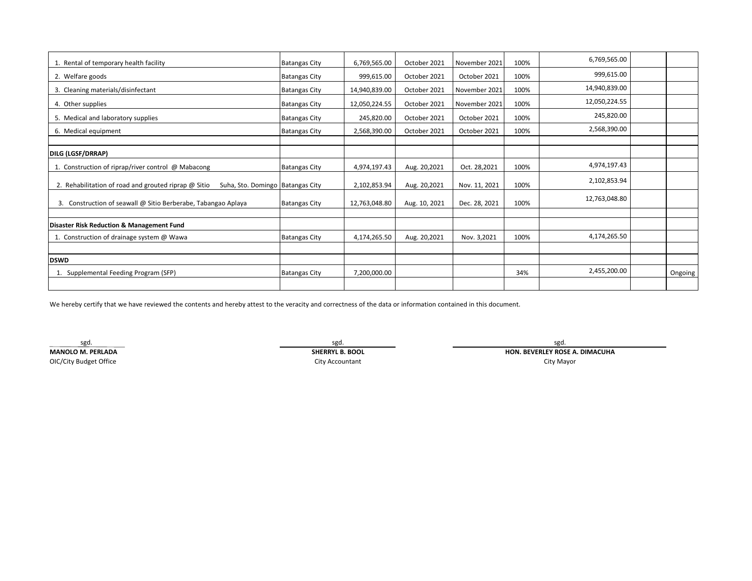| | | | | | | | | |
|---|---|---|---|---|---|---|---|---|
| 1. Rental of temporary health facility | Batangas City | 6,769,565.00 | October 2021 | November 2021 | 100% | 6,769,565.00 | | |
| 2. Welfare goods | Batangas City | 999,615.00 | October 2021 | October 2021 | 100% | 999,615.00 | | |
| 3. Cleaning materials/disinfectant | Batangas City | 14,940,839.00 | October 2021 | November 2021 | 100% | 14,940,839.00 | | |
| 4. Other supplies | Batangas City | 12,050,224.55 | October 2021 | November 2021 | 100% | 12,050,224.55 | | |
| 5. Medical and laboratory supplies | Batangas City | 245,820.00 | October 2021 | October 2021 | 100% | 245,820.00 | | |
| 6. Medical equipment | Batangas City | 2,568,390.00 | October 2021 | October 2021 | 100% | 2,568,390.00 | | |
| | | | | | | | | |
| **DILG (LGSF/DRRAP)** | | | | | | | | |
| 1. Construction of riprap/river control @ Mabacong | Batangas City | 4,974,197.43 | Aug. 20,2021 | Oct. 28,2021 | 100% | 4,974,197.43 | | |
| 2. Rehabilitation of road and grouted riprap @ Sitio Suha, Sto. Domingo | Batangas City | 2,102,853.94 | Aug. 20,2021 | Nov. 11, 2021 | 100% | 2,102,853.94 | | |
| 3. Construction of seawall @ Sitio Berberabe, Tabangao Aplaya | Batangas City | 12,763,048.80 | Aug. 10, 2021 | Dec. 28, 2021 | 100% | 12,763,048.80 | | |
| | | | | | | | | |
| **Disaster Risk Reduction & Management Fund** | | | | | | | | |
| 1. Construction of drainage system @ Wawa | Batangas City | 4,174,265.50 | Aug. 20,2021 | Nov. 3,2021 | 100% | 4,174,265.50 | | |
| | | | | | | | | |
| **DSWD** | | | | | | | | |
| 1. Supplemental Feeding Program (SFP) | Batangas City | 7,200,000.00 | | | 34% | 2,455,200.00 | | Ongoing |
| | | | | | | | | |

We hereby certify that we have reviewed the contents and hereby attest to the veracity and correctness of the data or information contained in this document.

| | | |
|---|---|---|
| sgd. | sgd. | sgd. |
| **MANOLO M. PERLADA** | **SHERRYL B. BOOL** | **HON. BEVERLEY ROSE A. DIMACUHA** |
| OIC/City Budget Office | City Accountant | City Mayor |